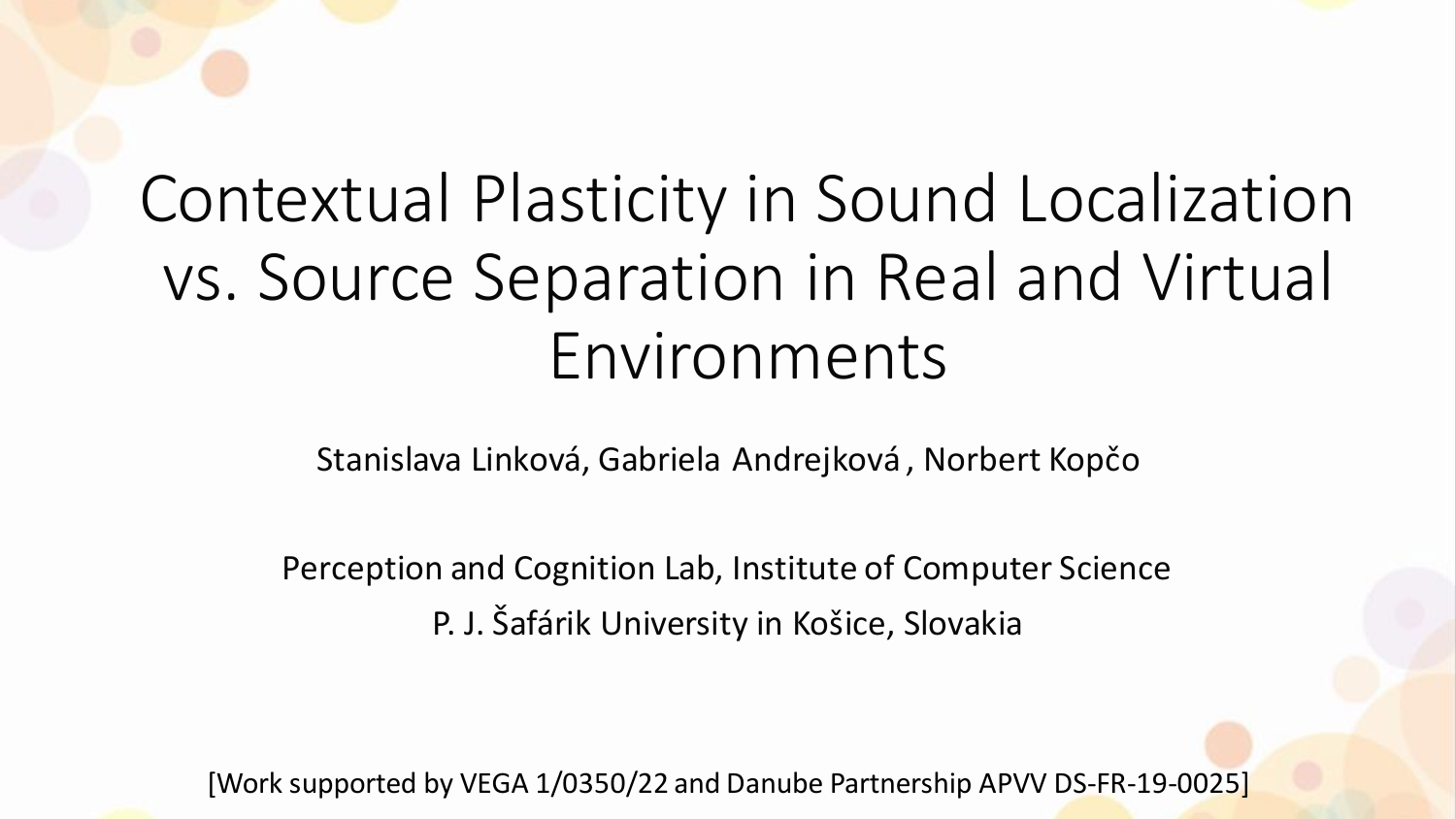# Contextual Plasticity in Sound Localization vs. Source Separation in Real and Virtual Environments

Stanislava Linková, Gabriela Andrejková, Norbert Kopčo

Perception and Cognition Lab, Institute of Computer Science

P. J. Šafárik University in Košice, Slovakia

[Work supported by VEGA 1/0350/22 and Danube Partnership APVV DS-FR-19-0025]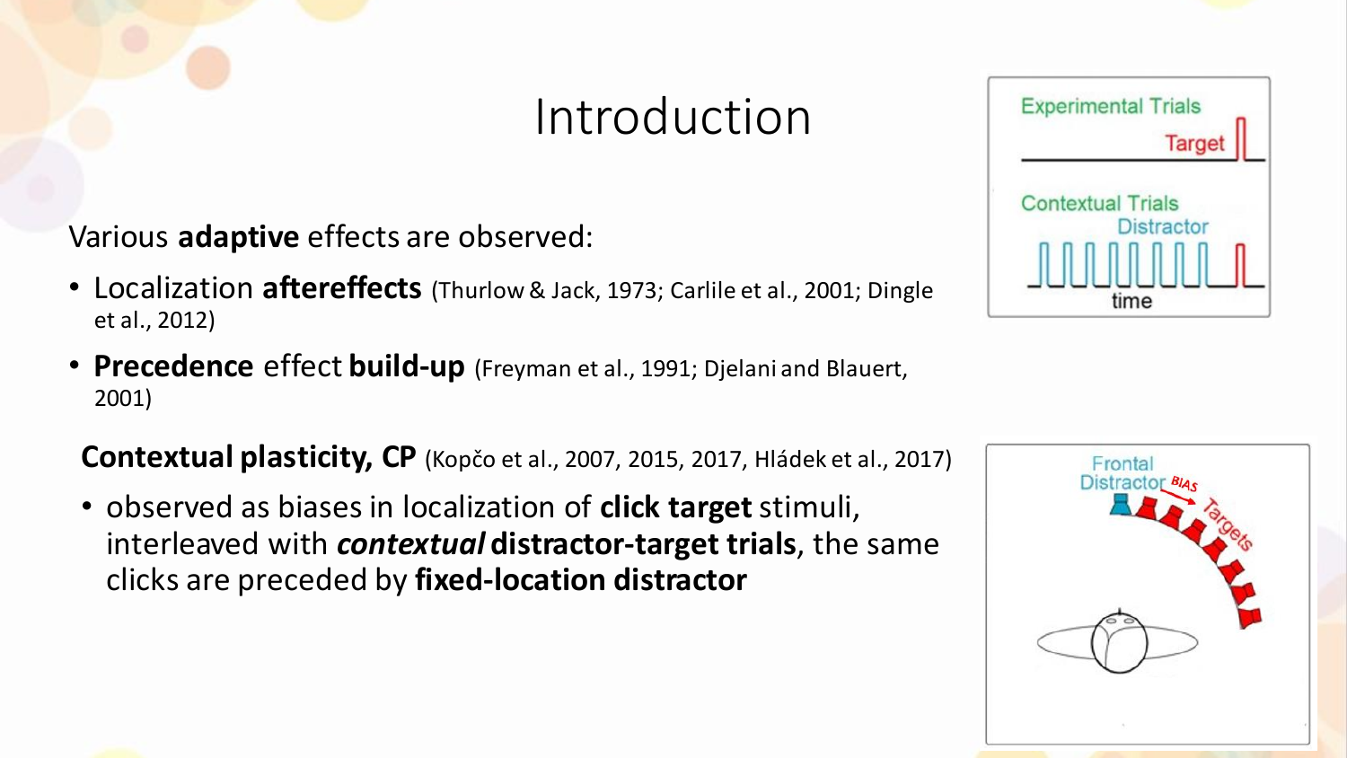# Introduction

Various **adaptive** effects are observed:

- Localization **aftereffects** (Thurlow & Jack, 1973; Carlile et al., 2001; Dingle et al., 2012)
- **Precedence** effect **build-up** (Freyman et al., 1991; Djelani and Blauert, 2001)

**Contextual plasticity, CP** (Kopčo et al., 2007, 2015, 2017, Hládek et al., 2017)

- observed as biases in localization of **click target** stimuli, interleaved with ***contextual*** **distractor-target trials**, the same clicks are preceded by **fixed-location distractor**

Experimental Trials
Target

Contextual Trials
Distractor
time

Frontal Distractor
BIAS
Targets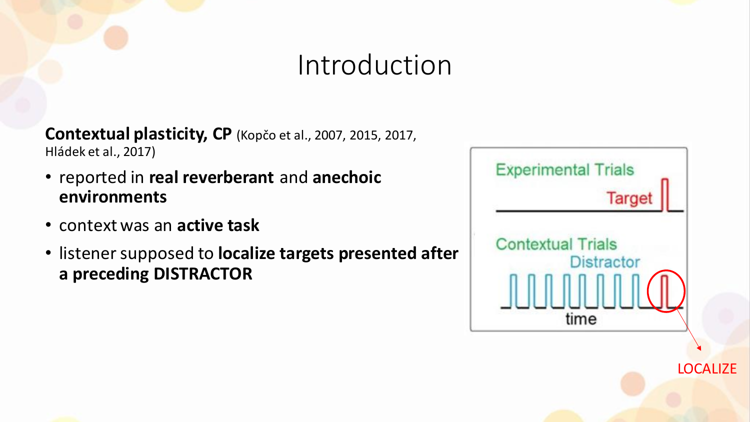# Introduction

**Contextual plasticity, CP** (Kopčo et al., 2007, 2015, 2017, Hládek et al., 2017)

- reported in **real reverberant** and **anechoic environments**
- context was an **active task**
- listener supposed to **localize targets presented after a preceding DISTRACTOR**

Experimental Trials

Target

Contextual Trials

Distractor

time

LOCALIZE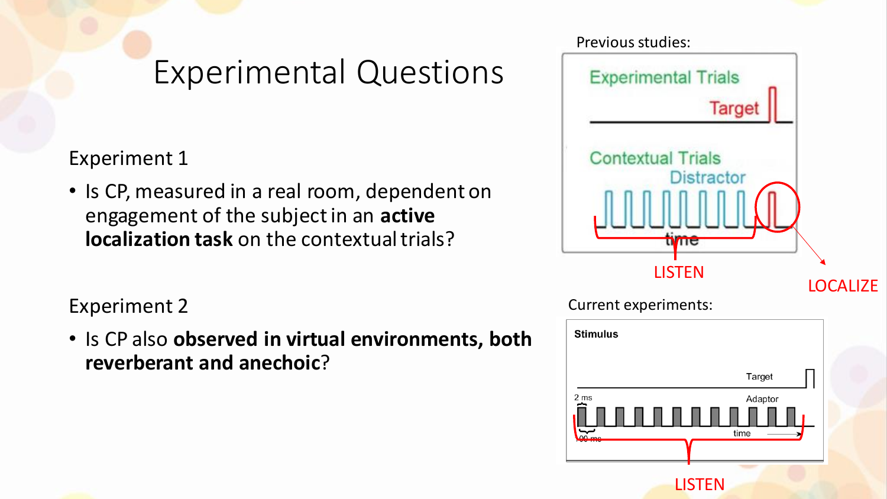# Experimental Questions

Experiment 1

- Is CP, measured in a real room, dependent on engagement of the subject in an **active localization task** on the contextual trials?

Experiment 2

- Is CP also **observed in virtual environments, both reverberant and anechoic**?

Previous studies:

Experimental Trials

Target

Contextual Trials

Distractor

time

LISTEN

LOCALIZE

Current experiments:

Stimulus

Target

2 ms

Adaptor

100 ms

time

LISTEN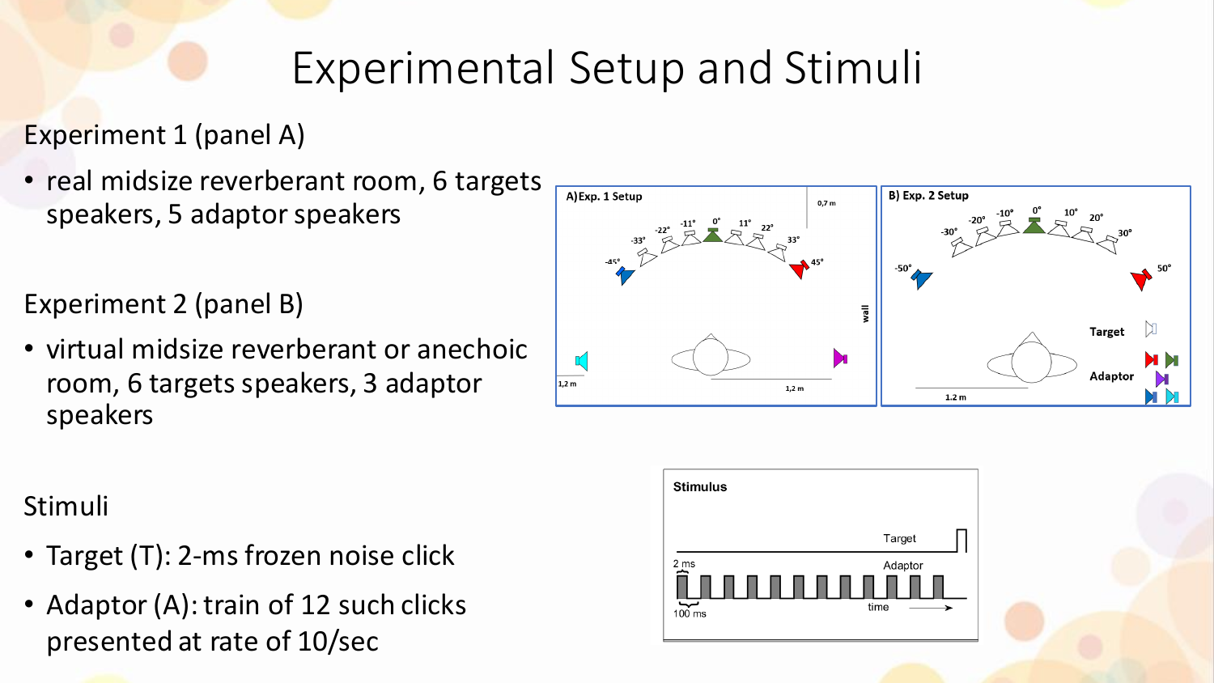# Experimental Setup and Stimuli

Experiment 1 (panel A)

- real midsize reverberant room, 6 targets speakers, 5 adaptor speakers

Experiment 2 (panel B)

- virtual midsize reverberant or anechoic room, 6 targets speakers, 3 adaptor speakers

Stimuli

- Target (T): 2-ms frozen noise click
- Adaptor (A): train of 12 such clicks presented at rate of 10/sec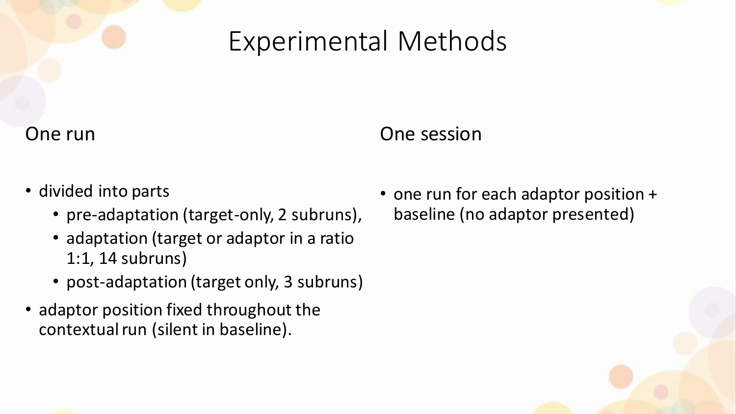# Experimental Methods

## One run

- divided into parts
  - pre-adaptation (target-only, 2 subruns),
  - adaptation (target or adaptor in a ratio 1:1, 14 subruns)
  - post-adaptation (target only, 3 subruns)
- adaptor position fixed throughout the contextual run (silent in baseline).

## One session

- one run for each adaptor position + baseline (no adaptor presented)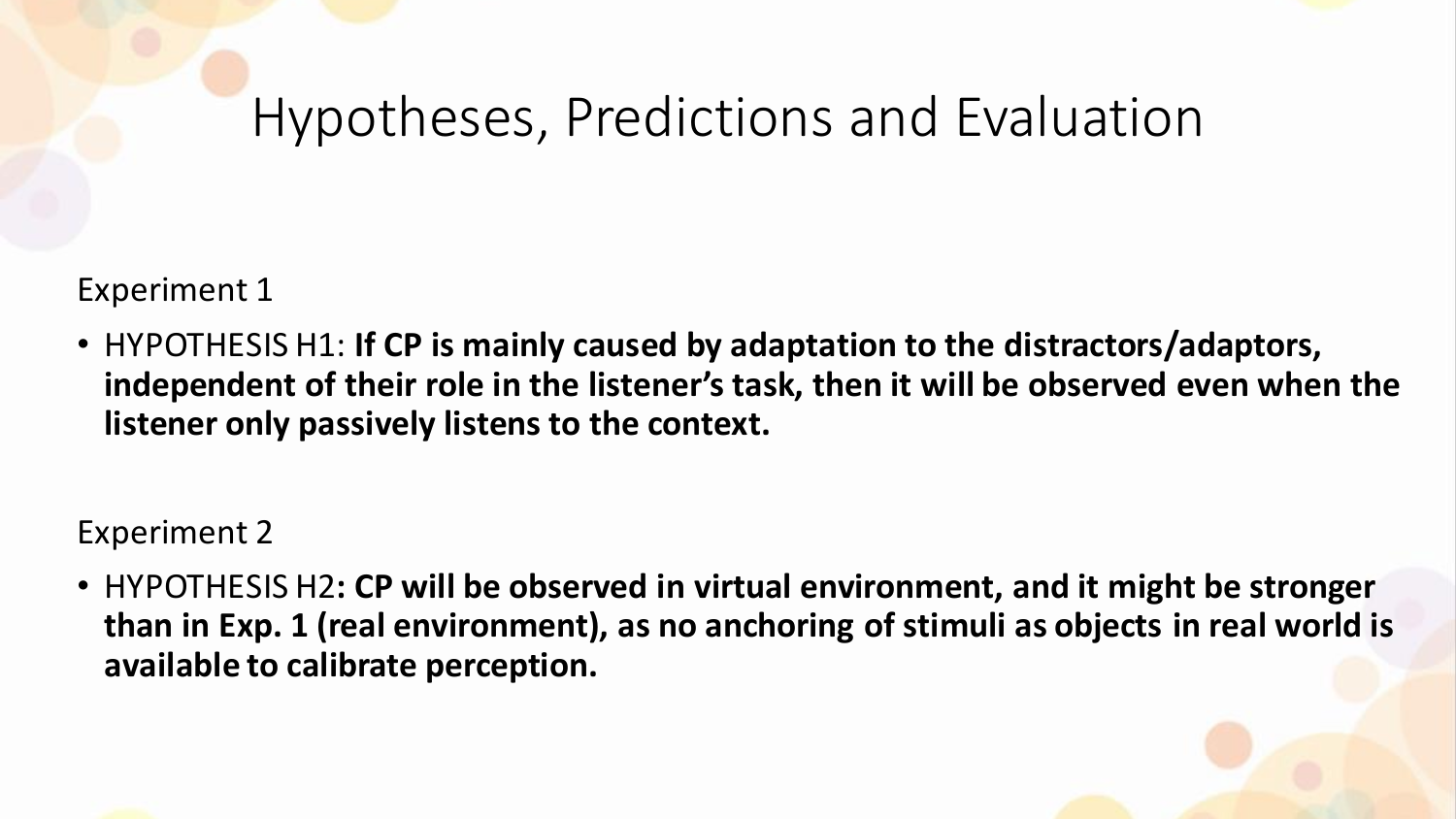# Hypotheses, Predictions and Evaluation

Experiment 1

- HYPOTHESIS H1: **If CP is mainly caused by adaptation to the distractors/adaptors, independent of their role in the listener's task, then it will be observed even when the listener only passively listens to the context.**

Experiment 2

- HYPOTHESIS H2**: CP will be observed in virtual environment, and it might be stronger than in Exp. 1 (real environment), as no anchoring of stimuli as objects in real world is available to calibrate perception.**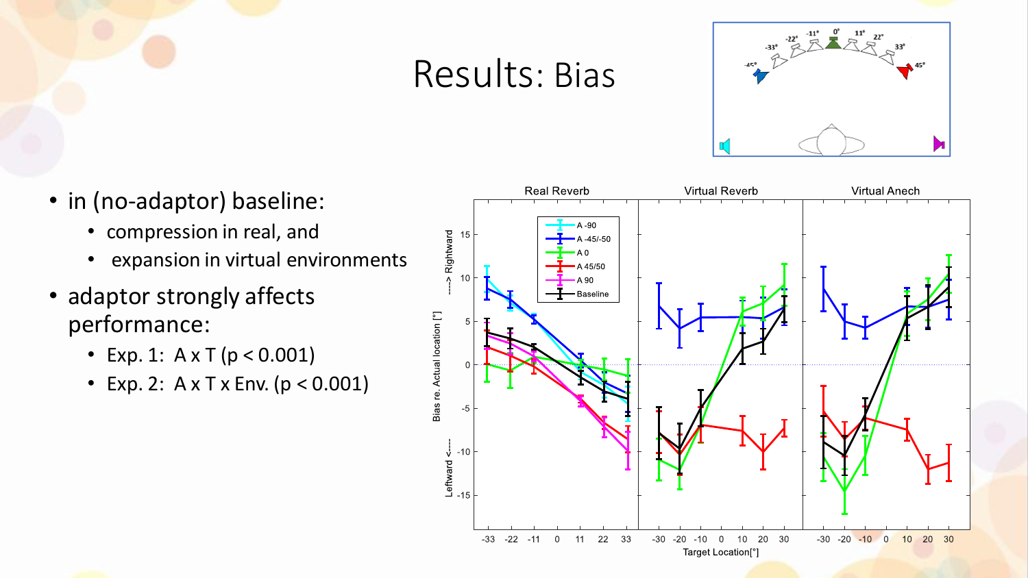# Results: Bias

- in (no-adaptor) baseline:
  - compression in real, and
  - expansion in virtual environments
- adaptor strongly affects performance:
  - Exp. 1: A x T ($p < 0.001$)
  - Exp. 2: A x T x Env. ($p < 0.001$)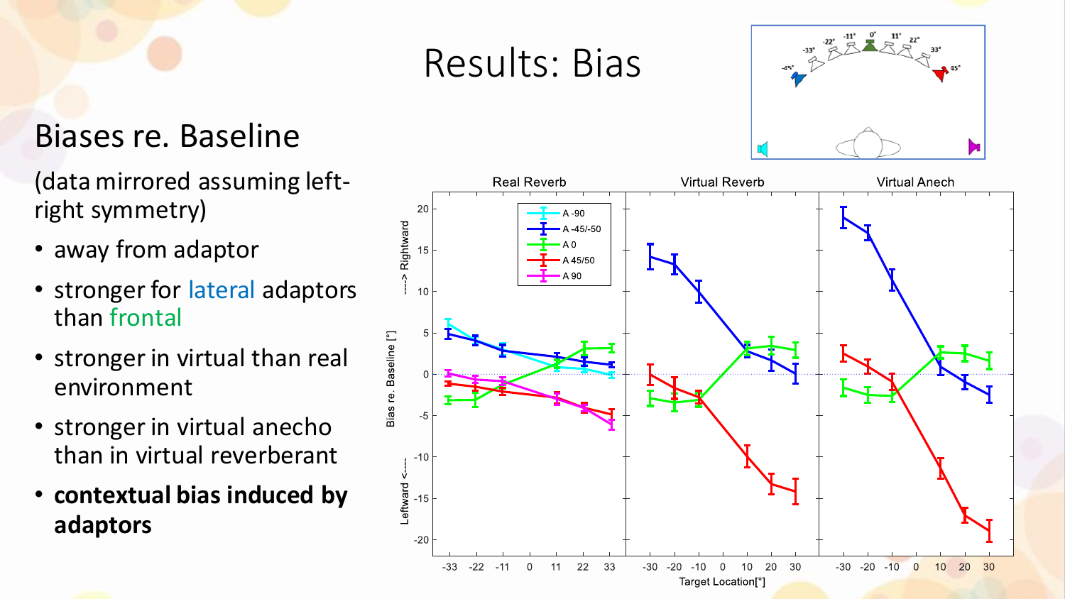# Results: Bias

## Biases re. Baseline

(data mirrored assuming left-right symmetry)

- away from adaptor
- stronger for lateral adaptors than frontal
- stronger in virtual than real environment
- stronger in virtual anecho than in virtual reverberant
- **contextual bias induced by adaptors**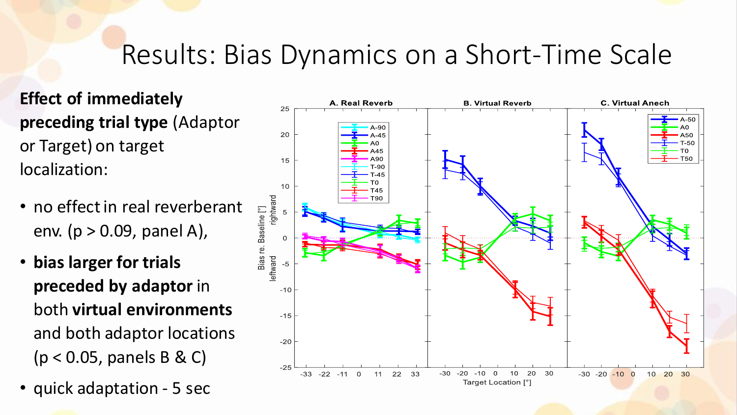# Results: Bias Dynamics on a Short-Time Scale

**Effect of immediately preceding trial type** (Adaptor or Target) on target localization:

- no effect in real reverberant env. ($p > 0.09$, panel A),
- **bias larger for trials preceded by adaptor** in both **virtual environments** and both adaptor locations ($p < 0.05$, panels B & C)
- quick adaptation - 5 sec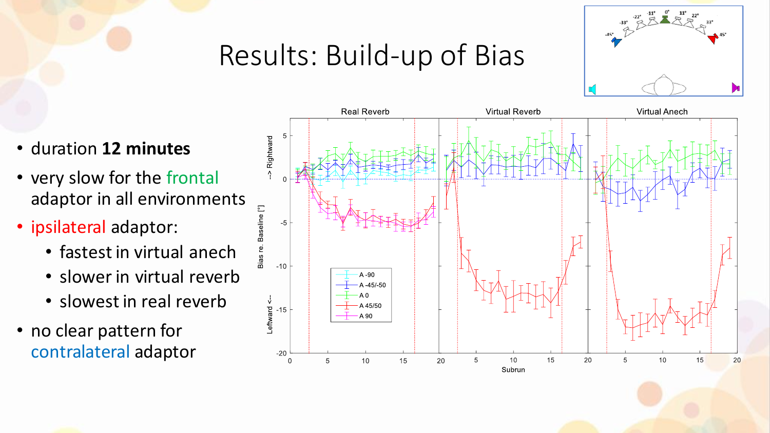# Results: Build-up of Bias

- duration **12 minutes**
- very slow for the frontal adaptor in all environments
- ipsilateral adaptor:
  - fastest in virtual anech
  - slower in virtual reverb
  - slowest in real reverb
- no clear pattern for contralateral adaptor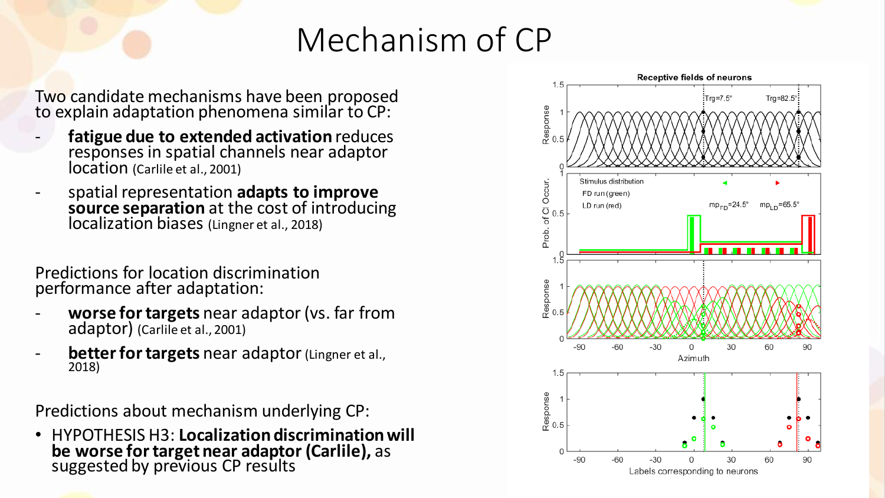# Mechanism of CP

Two candidate mechanisms have been proposed to explain adaptation phenomena similar to CP:

- **fatigue due to extended activation** reduces responses in spatial channels near adaptor location (Carlile et al., 2001)
- spatial representation **adapts to improve source separation** at the cost of introducing localization biases (Lingner et al., 2018)

Predictions for location discrimination performance after adaptation:

- **worse for targets** near adaptor (vs. far from adaptor) (Carlile et al., 2001)
- **better for targets** near adaptor (Lingner et al., 2018)

Predictions about mechanism underlying CP:

- HYPOTHESIS H3: **Localization discrimination will be worse for target near adaptor (Carlile),** as suggested by previous CP results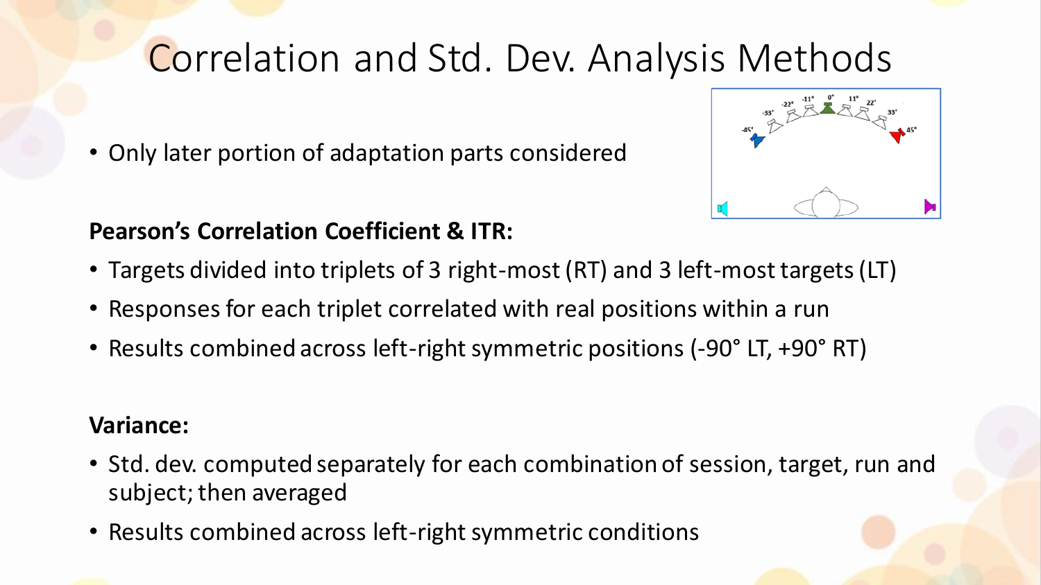# Correlation and Std. Dev. Analysis Methods

- Only later portion of adaptation parts considered

**Pearson's Correlation Coefficient & ITR:**

- Targets divided into triplets of 3 right-most (RT) and 3 left-most targets (LT)
- Responses for each triplet correlated with real positions within a run
- Results combined across left-right symmetric positions (-90° LT, +90° RT)

**Variance:**

- Std. dev. computed separately for each combination of session, target, run and subject; then averaged
- Results combined across left-right symmetric conditions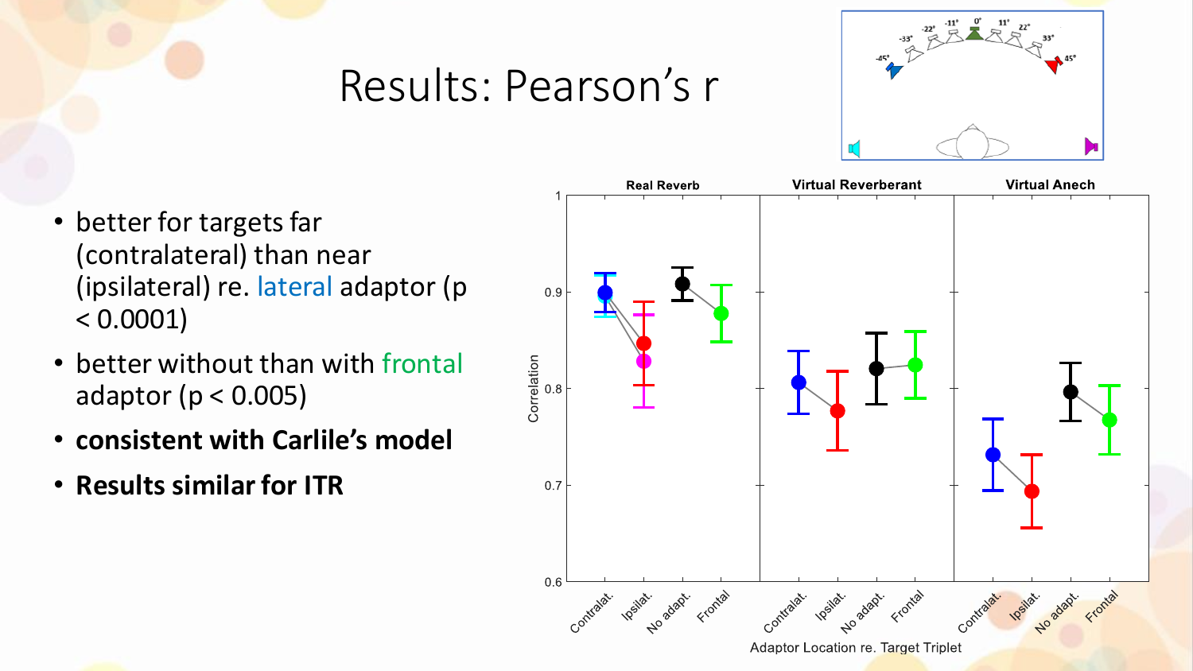# Results: Pearson's r

- better for targets far (contralateral) than near (ipsilateral) re. lateral adaptor ($p < 0.0001$)
- better without than with frontal adaptor ($p < 0.005$)
- **consistent with Carlile's model**
- **Results similar for ITR**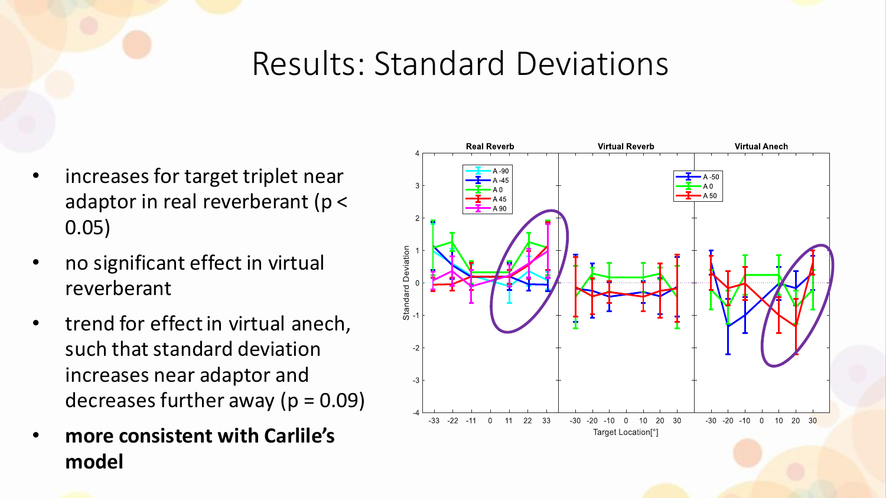# Results: Standard Deviations

- increases for target triplet near adaptor in real reverberant ($p < 0.05$)
- no significant effect in virtual reverberant
- trend for effect in virtual anech, such that standard deviation increases near adaptor and decreases further away ($p = 0.09$)
- **more consistent with Carlile's model**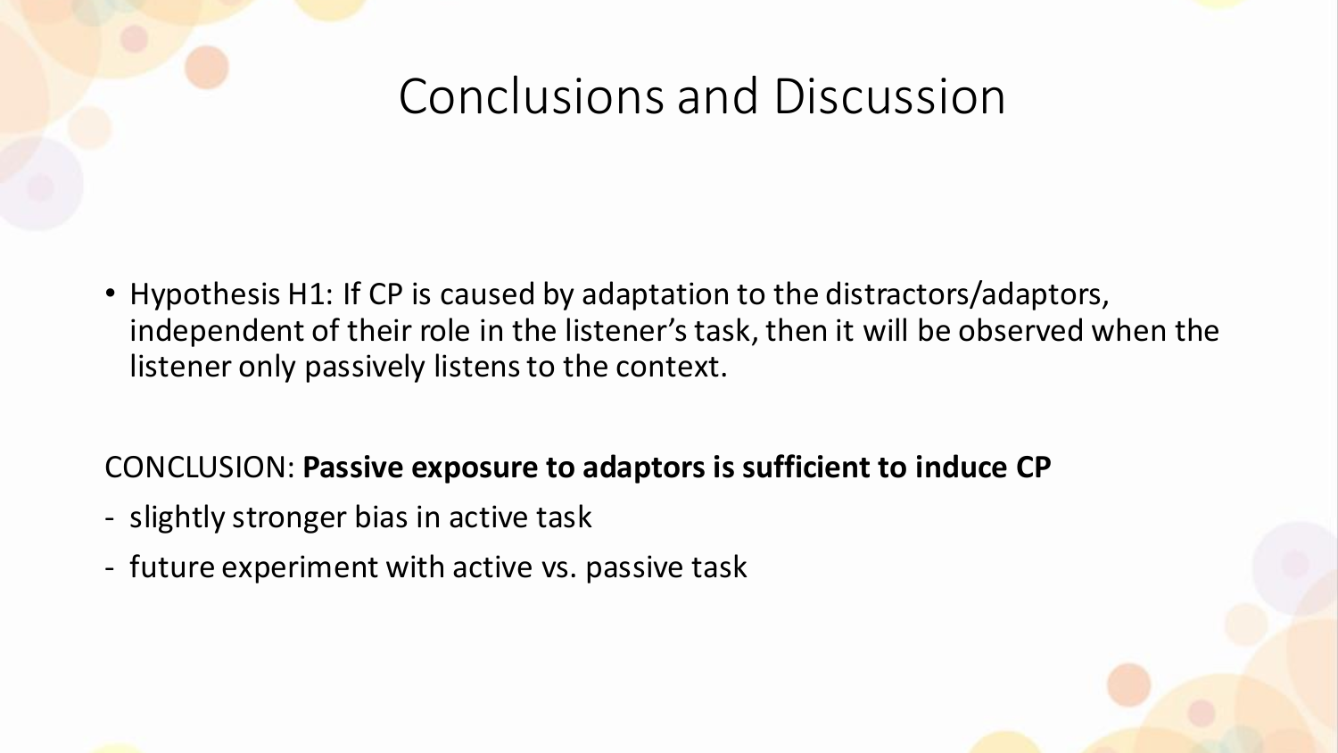# Conclusions and Discussion

- Hypothesis H1: If CP is caused by adaptation to the distractors/adaptors, independent of their role in the listener's task, then it will be observed when the listener only passively listens to the context.

CONCLUSION: **Passive exposure to adaptors is sufficient to induce CP**

- slightly stronger bias in active task
- future experiment with active vs. passive task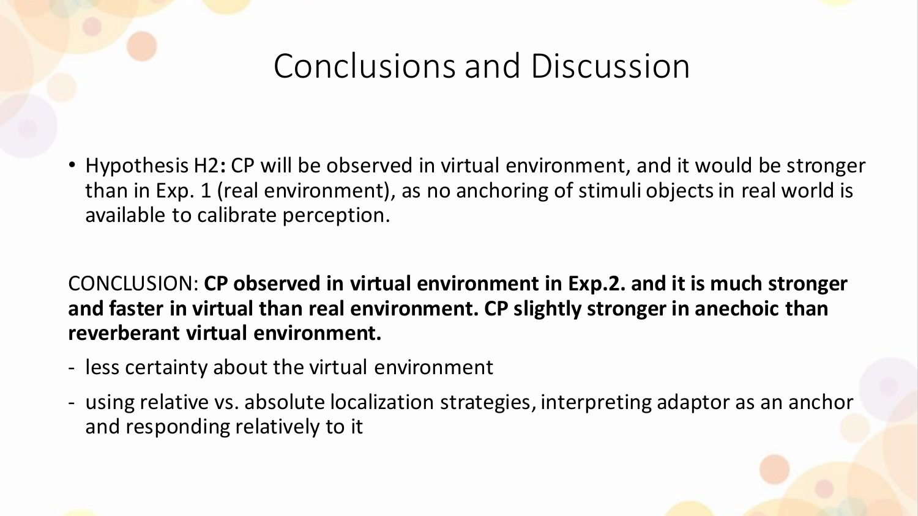# Conclusions and Discussion

- Hypothesis H2**:** CP will be observed in virtual environment, and it would be stronger than in Exp. 1 (real environment), as no anchoring of stimuli objects in real world is available to calibrate perception.

CONCLUSION: **CP observed in virtual environment in Exp.2. and it is much stronger and faster in virtual than real environment. CP slightly stronger in anechoic than reverberant virtual environment.**

- less certainty about the virtual environment
- using relative vs. absolute localization strategies, interpreting adaptor as an anchor and responding relatively to it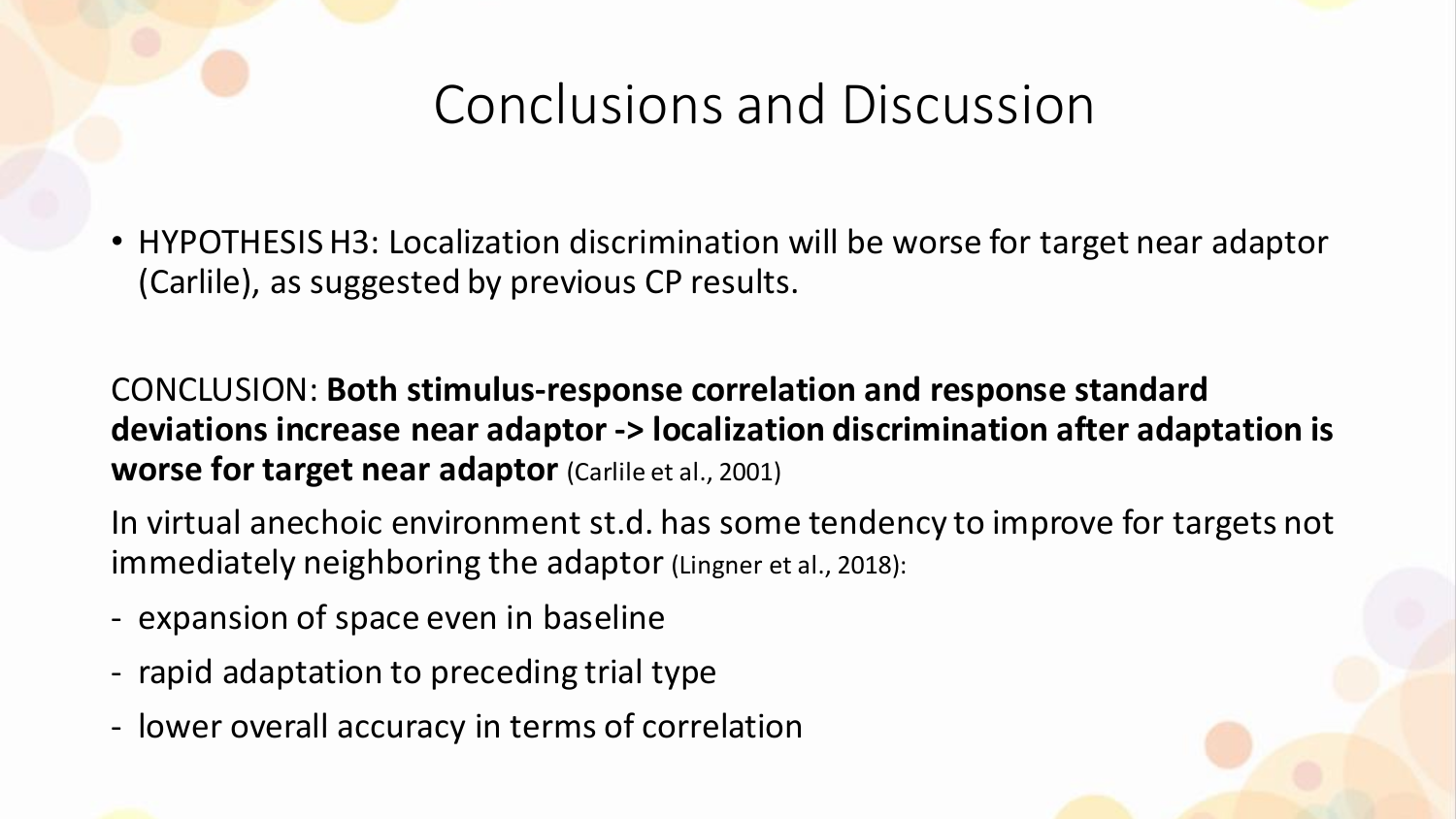# Conclusions and Discussion

- HYPOTHESIS H3: Localization discrimination will be worse for target near adaptor (Carlile), as suggested by previous CP results.

CONCLUSION: **Both stimulus-response correlation and response standard deviations increase near adaptor -> localization discrimination after adaptation is worse for target near adaptor** (Carlile et al., 2001)

In virtual anechoic environment st.d. has some tendency to improve for targets not immediately neighboring the adaptor (Lingner et al., 2018):

- expansion of space even in baseline
- rapid adaptation to preceding trial type
- lower overall accuracy in terms of correlation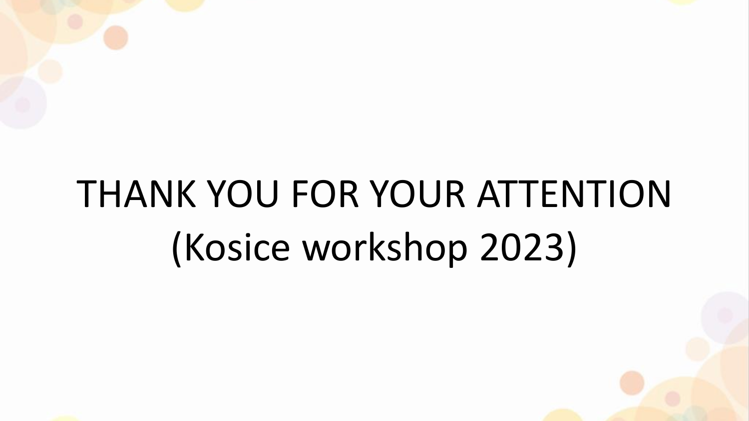# THANK YOU FOR YOUR ATTENTION (Kosice workshop 2023)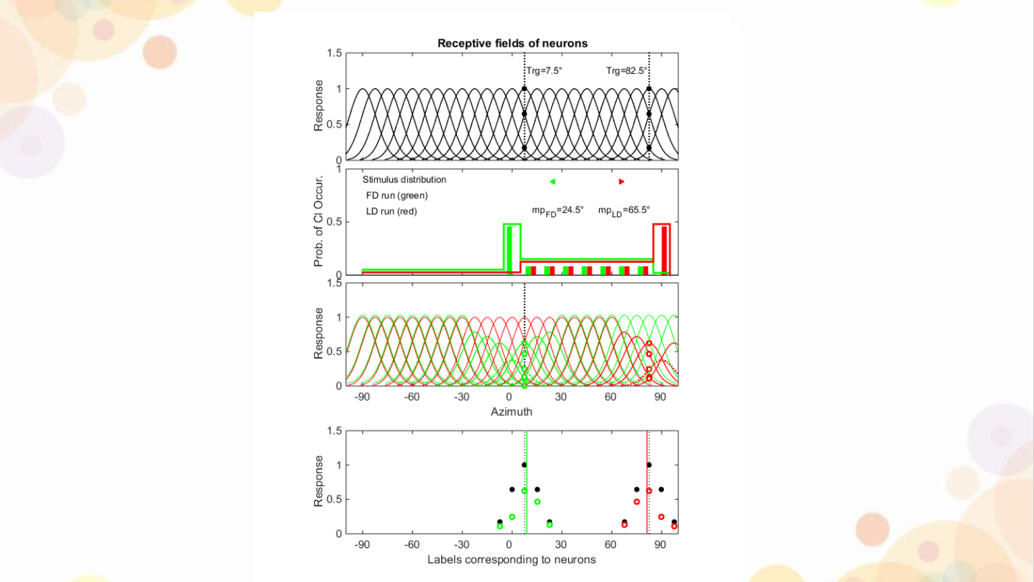Receptive fields of neurons

Trg=7.5°

Trg=82.5°

Response

1.5

1

0.5

0

Stimulus distribution

FD run (green)

LD run (red)

$mp_{FD}$=24.5°

$mp_{LD}$=65.5°

Prob. of CI Occur.

1

0.5

0

Response

1.5

1

0.5

0

-90 -60 -30 0 30 60 90

Azimuth

Response

1.5

1

0.5

0

-90 -60 -30 0 30 60 90

Labels corresponding to neurons